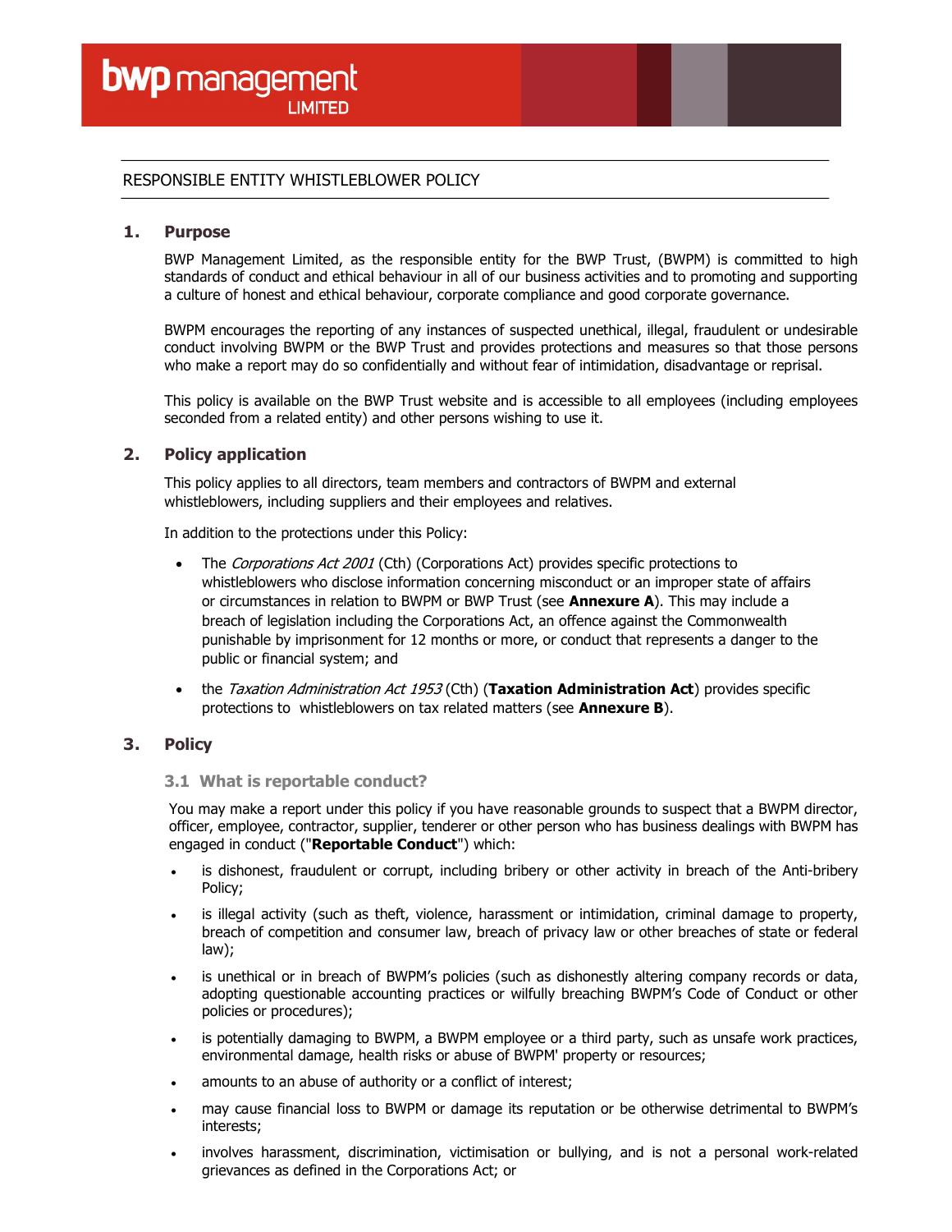bwp management LIMITED

RESPONSIBLE ENTITY WHISTLEBLOWER POLICY

## 1. Purpose

BWP Management Limited, as the responsible entity for the BWP Trust, (BWPM) is committed to high standards of conduct and ethical behaviour in all of our business activities and to promoting and supporting a culture of honest and ethical behaviour, corporate compliance and good corporate governance.

BWPM encourages the reporting of any instances of suspected unethical, illegal, fraudulent or undesirable conduct involving BWPM or the BWP Trust and provides protections and measures so that those persons who make a report may do so confidentially and without fear of intimidation, disadvantage or reprisal.

This policy is available on the BWP Trust website and is accessible to all employees (including employees seconded from a related entity) and other persons wishing to use it.

## 2. Policy application

This policy applies to all directors, team members and contractors of BWPM and external whistleblowers, including suppliers and their employees and relatives.

In addition to the protections under this Policy:

- The *Corporations Act 2001* (Cth) (Corporations Act) provides specific protections to whistleblowers who disclose information concerning misconduct or an improper state of affairs or circumstances in relation to BWPM or BWP Trust (see **Annexure A**). This may include a breach of legislation including the Corporations Act, an offence against the Commonwealth punishable by imprisonment for 12 months or more, or conduct that represents a danger to the public or financial system; and
- the *Taxation Administration Act 1953* (Cth) (**Taxation Administration Act**) provides specific protections to whistleblowers on tax related matters (see **Annexure B**).

## 3. Policy

### 3.1 What is reportable conduct?

You may make a report under this policy if you have reasonable grounds to suspect that a BWPM director, officer, employee, contractor, supplier, tenderer or other person who has business dealings with BWPM has engaged in conduct ("**Reportable Conduct**") which:

- is dishonest, fraudulent or corrupt, including bribery or other activity in breach of the Anti-bribery Policy;
- is illegal activity (such as theft, violence, harassment or intimidation, criminal damage to property, breach of competition and consumer law, breach of privacy law or other breaches of state or federal law);
- is unethical or in breach of BWPM's policies (such as dishonestly altering company records or data, adopting questionable accounting practices or wilfully breaching BWPM's Code of Conduct or other policies or procedures);
- is potentially damaging to BWPM, a BWPM employee or a third party, such as unsafe work practices, environmental damage, health risks or abuse of BWPM' property or resources;
- amounts to an abuse of authority or a conflict of interest;
- may cause financial loss to BWPM or damage its reputation or be otherwise detrimental to BWPM's interests;
- involves harassment, discrimination, victimisation or bullying, and is not a personal work-related grievances as defined in the Corporations Act; or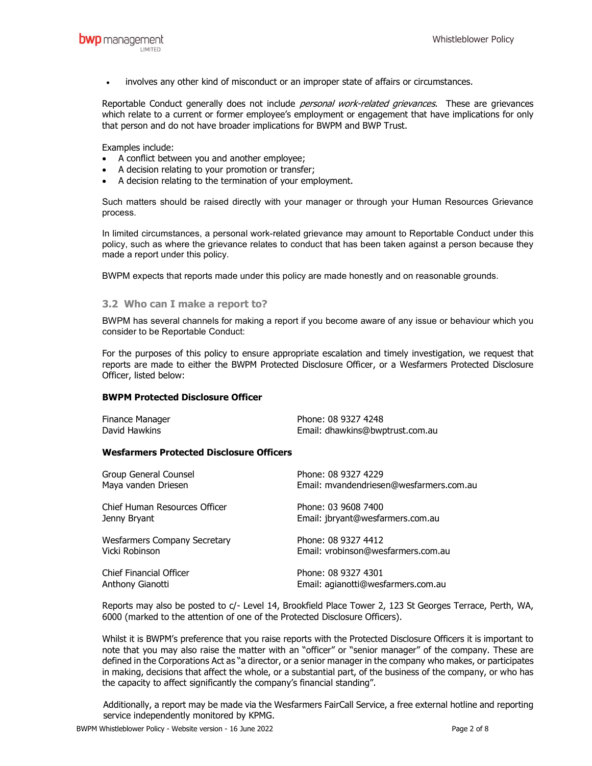- involves any other kind of misconduct or an improper state of affairs or circumstances.

Reportable Conduct generally does not include *personal work-related grievances*. These are grievances which relate to a current or former employee's employment or engagement that have implications for only that person and do not have broader implications for BWPM and BWP Trust.

Examples include:

- A conflict between you and another employee;
- A decision relating to your promotion or transfer;
- A decision relating to the termination of your employment.

Such matters should be raised directly with your manager or through your Human Resources Grievance process.

In limited circumstances, a personal work-related grievance may amount to Reportable Conduct under this policy, such as where the grievance relates to conduct that has been taken against a person because they made a report under this policy.

BWPM expects that reports made under this policy are made honestly and on reasonable grounds.

### 3.2 Who can I make a report to?

BWPM has several channels for making a report if you become aware of any issue or behaviour which you consider to be Reportable Conduct:

For the purposes of this policy to ensure appropriate escalation and timely investigation, we request that reports are made to either the BWPM Protected Disclosure Officer, or a Wesfarmers Protected Disclosure Officer, listed below:

**BWPM Protected Disclosure Officer**

| | |
|---|---|
| Finance Manager<br>David Hawkins | Phone: 08 9327 4248<br>Email: dhawkins@bwptrust.com.au |

**Wesfarmers Protected Disclosure Officers**

| | |
|---|---|
| Group General Counsel<br>Maya vanden Driesen | Phone: 08 9327 4229<br>Email: mvandendriesen@wesfarmers.com.au |
| Chief Human Resources Officer<br>Jenny Bryant | Phone: 03 9608 7400<br>Email: jbryant@wesfarmers.com.au |
| Wesfarmers Company Secretary<br>Vicki Robinson | Phone: 08 9327 4412<br>Email: vrobinson@wesfarmers.com.au |
| Chief Financial Officer<br>Anthony Gianotti | Phone: 08 9327 4301<br>Email: agianotti@wesfarmers.com.au |

Reports may also be posted to c/- Level 14, Brookfield Place Tower 2, 123 St Georges Terrace, Perth, WA, 6000 (marked to the attention of one of the Protected Disclosure Officers).

Whilst it is BWPM's preference that you raise reports with the Protected Disclosure Officers it is important to note that you may also raise the matter with an "officer" or "senior manager" of the company. These are defined in the Corporations Act as "a director, or a senior manager in the company who makes, or participates in making, decisions that affect the whole, or a substantial part, of the business of the company, or who has the capacity to affect significantly the company's financial standing".

Additionally, a report may be made via the Wesfarmers FairCall Service, a free external hotline and reporting service independently monitored by KPMG.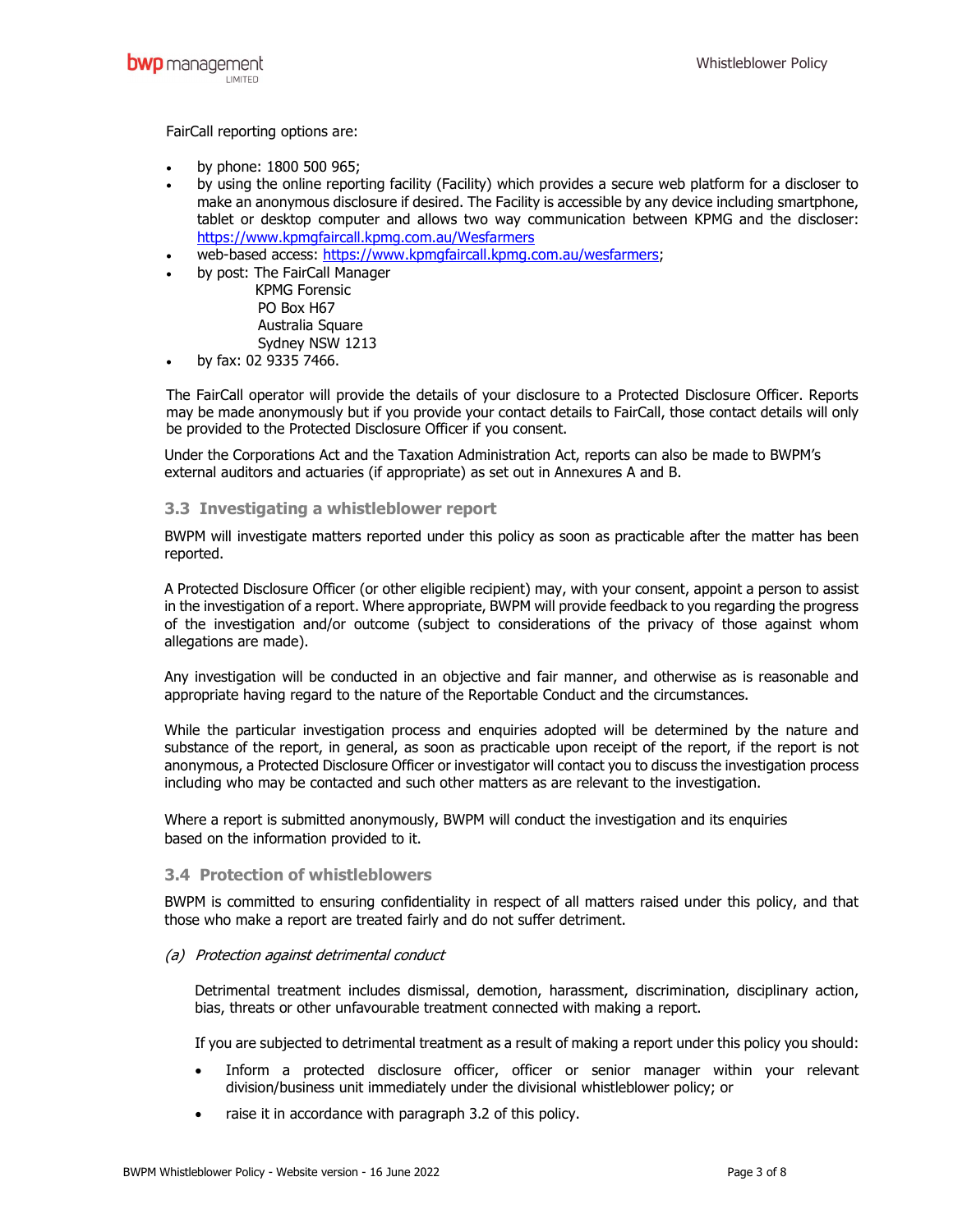FairCall reporting options are:

- by phone: 1800 500 965;
- by using the online reporting facility (Facility) which provides a secure web platform for a discloser to make an anonymous disclosure if desired. The Facility is accessible by any device including smartphone, tablet or desktop computer and allows two way communication between KPMG and the discloser: https://www.kpmgfaircall.kpmg.com.au/Wesfarmers
- web-based access: https://www.kpmgfaircall.kpmg.com.au/wesfarmers;
- by post: The FairCall Manager
  KPMG Forensic
  PO Box H67
  Australia Square
  Sydney NSW 1213
- by fax: 02 9335 7466.

The FairCall operator will provide the details of your disclosure to a Protected Disclosure Officer. Reports may be made anonymously but if you provide your contact details to FairCall, those contact details will only be provided to the Protected Disclosure Officer if you consent.

Under the Corporations Act and the Taxation Administration Act, reports can also be made to BWPM's external auditors and actuaries (if appropriate) as set out in Annexures A and B.

### 3.3 Investigating a whistleblower report

BWPM will investigate matters reported under this policy as soon as practicable after the matter has been reported.

A Protected Disclosure Officer (or other eligible recipient) may, with your consent, appoint a person to assist in the investigation of a report. Where appropriate, BWPM will provide feedback to you regarding the progress of the investigation and/or outcome (subject to considerations of the privacy of those against whom allegations are made).

Any investigation will be conducted in an objective and fair manner, and otherwise as is reasonable and appropriate having regard to the nature of the Reportable Conduct and the circumstances.

While the particular investigation process and enquiries adopted will be determined by the nature and substance of the report, in general, as soon as practicable upon receipt of the report, if the report is not anonymous, a Protected Disclosure Officer or investigator will contact you to discuss the investigation process including who may be contacted and such other matters as are relevant to the investigation.

Where a report is submitted anonymously, BWPM will conduct the investigation and its enquiries based on the information provided to it.

### 3.4 Protection of whistleblowers

BWPM is committed to ensuring confidentiality in respect of all matters raised under this policy, and that those who make a report are treated fairly and do not suffer detriment.

*(a) Protection against detrimental conduct*

Detrimental treatment includes dismissal, demotion, harassment, discrimination, disciplinary action, bias, threats or other unfavourable treatment connected with making a report.

If you are subjected to detrimental treatment as a result of making a report under this policy you should:

- Inform a protected disclosure officer, officer or senior manager within your relevant division/business unit immediately under the divisional whistleblower policy; or
- raise it in accordance with paragraph 3.2 of this policy.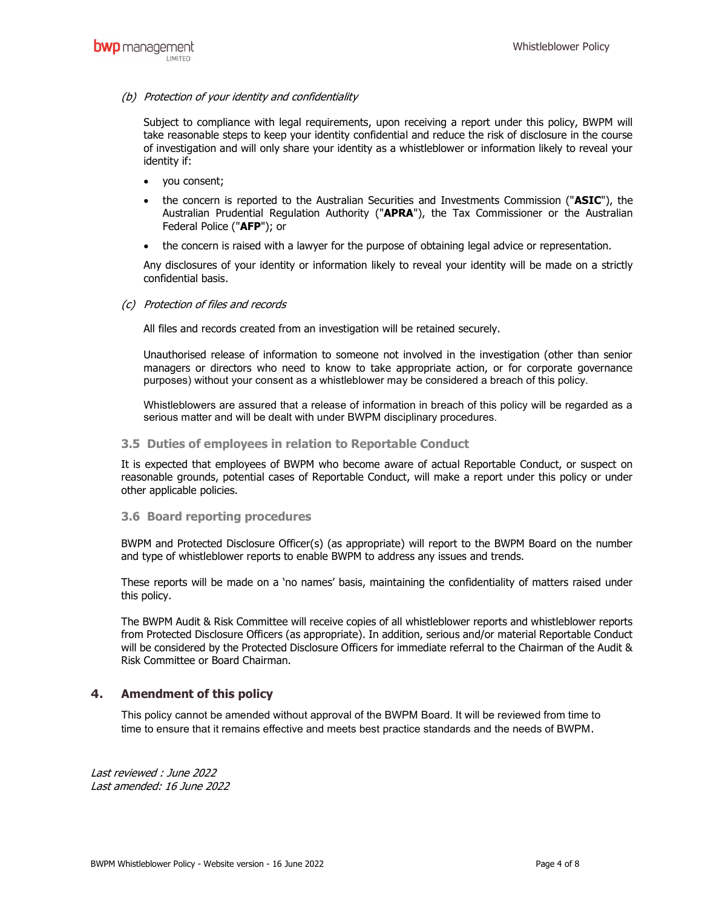*(b) Protection of your identity and confidentiality*

Subject to compliance with legal requirements, upon receiving a report under this policy, BWPM will take reasonable steps to keep your identity confidential and reduce the risk of disclosure in the course of investigation and will only share your identity as a whistleblower or information likely to reveal your identity if:

- you consent;
- the concern is reported to the Australian Securities and Investments Commission ("**ASIC**"), the Australian Prudential Regulation Authority ("**APRA**"), the Tax Commissioner or the Australian Federal Police ("**AFP**"); or
- the concern is raised with a lawyer for the purpose of obtaining legal advice or representation.

Any disclosures of your identity or information likely to reveal your identity will be made on a strictly confidential basis.

*(c) Protection of files and records*

All files and records created from an investigation will be retained securely.

Unauthorised release of information to someone not involved in the investigation (other than senior managers or directors who need to know to take appropriate action, or for corporate governance purposes) without your consent as a whistleblower may be considered a breach of this policy.

Whistleblowers are assured that a release of information in breach of this policy will be regarded as a serious matter and will be dealt with under BWPM disciplinary procedures.

### 3.5 Duties of employees in relation to Reportable Conduct

It is expected that employees of BWPM who become aware of actual Reportable Conduct, or suspect on reasonable grounds, potential cases of Reportable Conduct, will make a report under this policy or under other applicable policies.

### 3.6 Board reporting procedures

BWPM and Protected Disclosure Officer(s) (as appropriate) will report to the BWPM Board on the number and type of whistleblower reports to enable BWPM to address any issues and trends.

These reports will be made on a 'no names' basis, maintaining the confidentiality of matters raised under this policy.

The BWPM Audit & Risk Committee will receive copies of all whistleblower reports and whistleblower reports from Protected Disclosure Officers (as appropriate). In addition, serious and/or material Reportable Conduct will be considered by the Protected Disclosure Officers for immediate referral to the Chairman of the Audit & Risk Committee or Board Chairman.

## 4. Amendment of this policy

This policy cannot be amended without approval of the BWPM Board. It will be reviewed from time to time to ensure that it remains effective and meets best practice standards and the needs of BWPM.

*Last reviewed : June 2022*
*Last amended: 16 June 2022*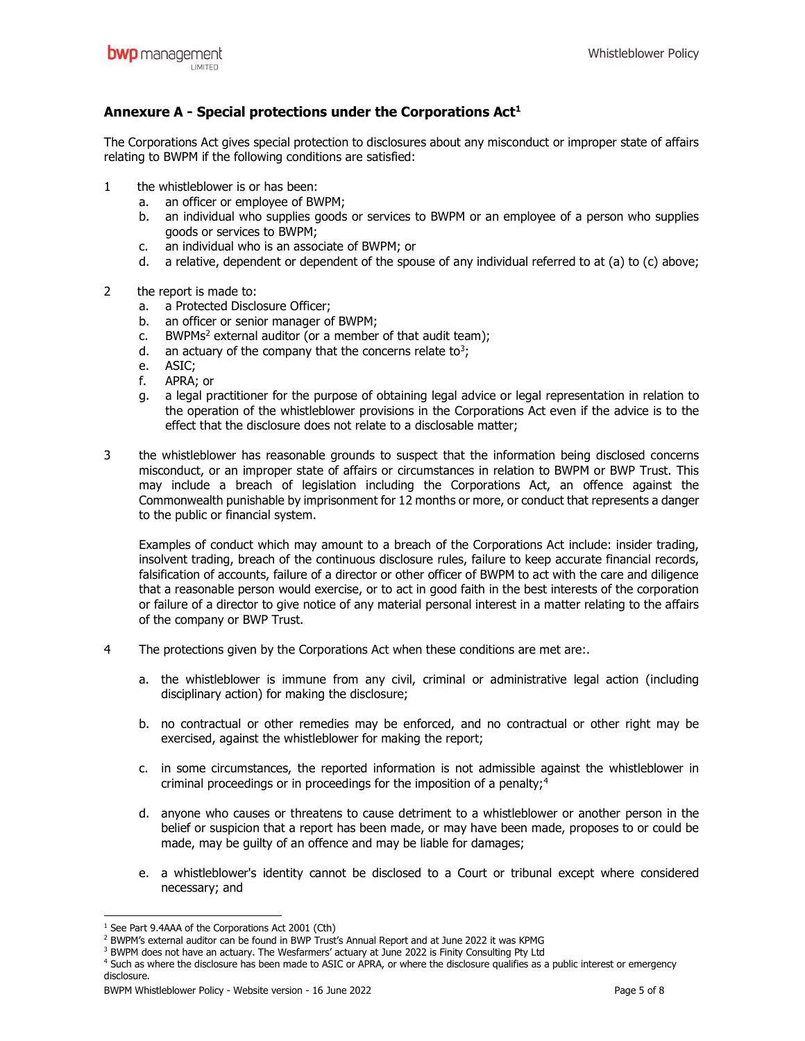## Annexure A - Special protections under the Corporations Act[1]

The Corporations Act gives special protection to disclosures about any misconduct or improper state of affairs relating to BWPM if the following conditions are satisfied:

1. the whistleblower is or has been:
   a. an officer or employee of BWPM;
   b. an individual who supplies goods or services to BWPM or an employee of a person who supplies goods or services to BWPM;
   c. an individual who is an associate of BWPM; or
   d. a relative, dependent or dependent of the spouse of any individual referred to at (a) to (c) above;

2. the report is made to:
   a. a Protected Disclosure Officer;
   b. an officer or senior manager of BWPM;
   c. BWPMs[2] external auditor (or a member of that audit team);
   d. an actuary of the company that the concerns relate to[3];
   e. ASIC;
   f. APRA; or
   g. a legal practitioner for the purpose of obtaining legal advice or legal representation in relation to the operation of the whistleblower provisions in the Corporations Act even if the advice is to the effect that the disclosure does not relate to a disclosable matter;

3. the whistleblower has reasonable grounds to suspect that the information being disclosed concerns misconduct, or an improper state of affairs or circumstances in relation to BWPM or BWP Trust. This may include a breach of legislation including the Corporations Act, an offence against the Commonwealth punishable by imprisonment for 12 months or more, or conduct that represents a danger to the public or financial system.

   Examples of conduct which may amount to a breach of the Corporations Act include: insider trading, insolvent trading, breach of the continuous disclosure rules, failure to keep accurate financial records, falsification of accounts, failure of a director or other officer of BWPM to act with the care and diligence that a reasonable person would exercise, or to act in good faith in the best interests of the corporation or failure of a director to give notice of any material personal interest in a matter relating to the affairs of the company or BWP Trust.

4. The protections given by the Corporations Act when these conditions are met are:.

   a. the whistleblower is immune from any civil, criminal or administrative legal action (including disciplinary action) for making the disclosure;

   b. no contractual or other remedies may be enforced, and no contractual or other right may be exercised, against the whistleblower for making the report;

   c. in some circumstances, the reported information is not admissible against the whistleblower in criminal proceedings or in proceedings for the imposition of a penalty;[4]

   d. anyone who causes or threatens to cause detriment to a whistleblower or another person in the belief or suspicion that a report has been made, or may have been made, proposes to or could be made, may be guilty of an offence and may be liable for damages;

   e. a whistleblower's identity cannot be disclosed to a Court or tribunal except where considered necessary; and

---

[1] See Part 9.4AAA of the Corporations Act 2001 (Cth)

[2] BWPM's external auditor can be found in BWP Trust's Annual Report and at June 2022 it was KPMG

[3] BWPM does not have an actuary. The Wesfarmers' actuary at June 2022 is Finity Consulting Pty Ltd

[4] Such as where the disclosure has been made to ASIC or APRA, or where the disclosure qualifies as a public interest or emergency disclosure.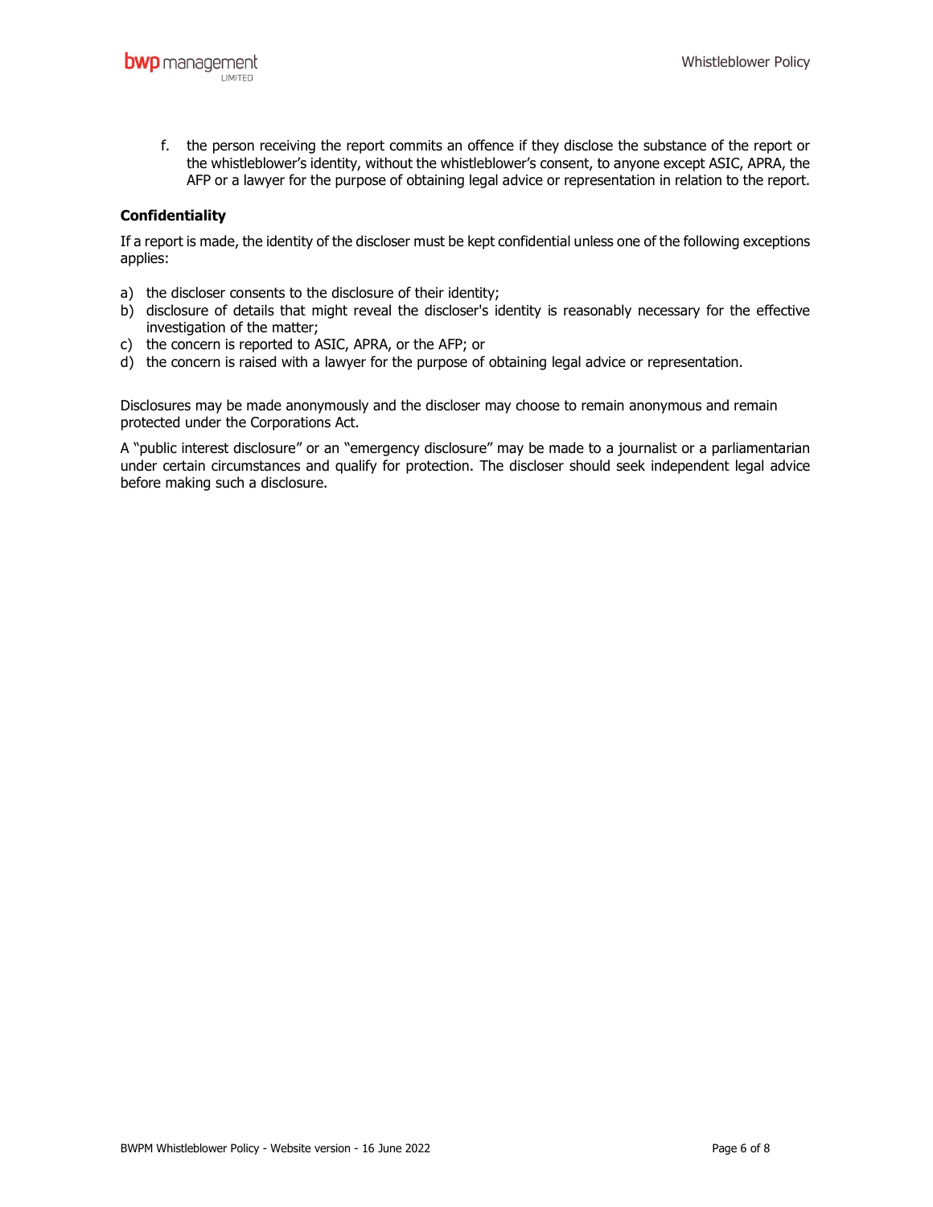f. the person receiving the report commits an offence if they disclose the substance of the report or the whistleblower's identity, without the whistleblower's consent, to anyone except ASIC, APRA, the AFP or a lawyer for the purpose of obtaining legal advice or representation in relation to the report.

**Confidentiality**

If a report is made, the identity of the discloser must be kept confidential unless one of the following exceptions applies:

a) the discloser consents to the disclosure of their identity;
b) disclosure of details that might reveal the discloser's identity is reasonably necessary for the effective investigation of the matter;
c) the concern is reported to ASIC, APRA, or the AFP; or
d) the concern is raised with a lawyer for the purpose of obtaining legal advice or representation.

Disclosures may be made anonymously and the discloser may choose to remain anonymous and remain protected under the Corporations Act.

A "public interest disclosure" or an "emergency disclosure" may be made to a journalist or a parliamentarian under certain circumstances and qualify for protection. The discloser should seek independent legal advice before making such a disclosure.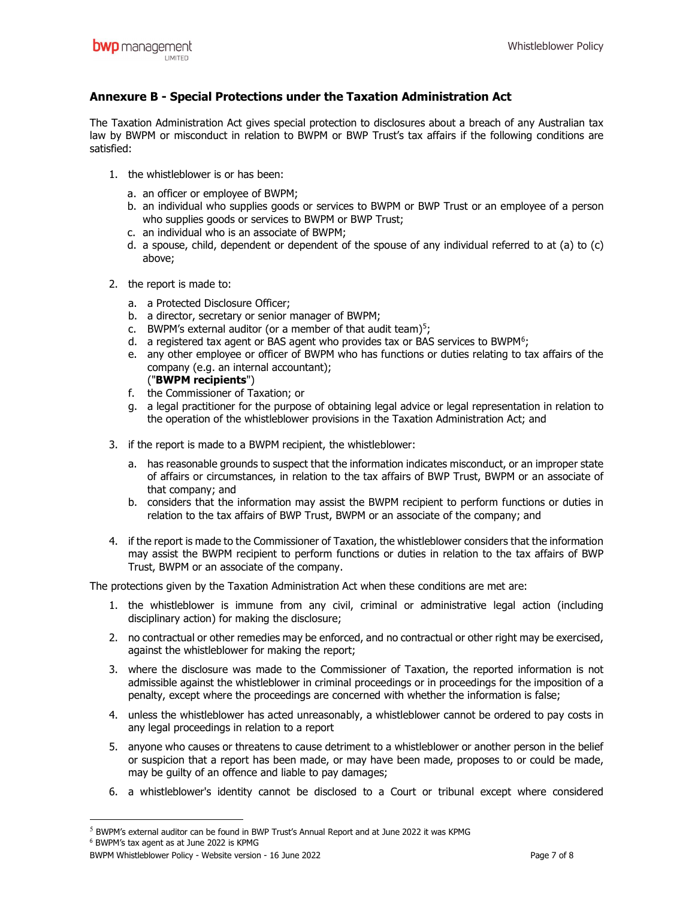## Annexure B - Special Protections under the Taxation Administration Act

The Taxation Administration Act gives special protection to disclosures about a breach of any Australian tax law by BWPM or misconduct in relation to BWPM or BWP Trust's tax affairs if the following conditions are satisfied:

1. the whistleblower is or has been:
   a. an officer or employee of BWPM;
   b. an individual who supplies goods or services to BWPM or BWP Trust or an employee of a person who supplies goods or services to BWPM or BWP Trust;
   c. an individual who is an associate of BWPM;
   d. a spouse, child, dependent or dependent of the spouse of any individual referred to at (a) to (c) above;

2. the report is made to:
   a. a Protected Disclosure Officer;
   b. a director, secretary or senior manager of BWPM;
   c. BWPM's external auditor (or a member of that audit team)[5];
   d. a registered tax agent or BAS agent who provides tax or BAS services to BWPM[6];
   e. any other employee or officer of BWPM who has functions or duties relating to tax affairs of the company (e.g. an internal accountant);
      ("**BWPM recipients**")
   f. the Commissioner of Taxation; or
   g. a legal practitioner for the purpose of obtaining legal advice or legal representation in relation to the operation of the whistleblower provisions in the Taxation Administration Act; and

3. if the report is made to a BWPM recipient, the whistleblower:
   a. has reasonable grounds to suspect that the information indicates misconduct, or an improper state of affairs or circumstances, in relation to the tax affairs of BWP Trust, BWPM or an associate of that company; and
   b. considers that the information may assist the BWPM recipient to perform functions or duties in relation to the tax affairs of BWP Trust, BWPM or an associate of the company; and

4. if the report is made to the Commissioner of Taxation, the whistleblower considers that the information may assist the BWPM recipient to perform functions or duties in relation to the tax affairs of BWP Trust, BWPM or an associate of the company.

The protections given by the Taxation Administration Act when these conditions are met are:

1. the whistleblower is immune from any civil, criminal or administrative legal action (including disciplinary action) for making the disclosure;

2. no contractual or other remedies may be enforced, and no contractual or other right may be exercised, against the whistleblower for making the report;

3. where the disclosure was made to the Commissioner of Taxation, the reported information is not admissible against the whistleblower in criminal proceedings or in proceedings for the imposition of a penalty, except where the proceedings are concerned with whether the information is false;

4. unless the whistleblower has acted unreasonably, a whistleblower cannot be ordered to pay costs in any legal proceedings in relation to a report

5. anyone who causes or threatens to cause detriment to a whistleblower or another person in the belief or suspicion that a report has been made, or may have been made, proposes to or could be made, may be guilty of an offence and liable to pay damages;

6. a whistleblower's identity cannot be disclosed to a Court or tribunal except where considered

---

[5] BWPM's external auditor can be found in BWP Trust's Annual Report and at June 2022 it was KPMG

[6] BWPM's tax agent as at June 2022 is KPMG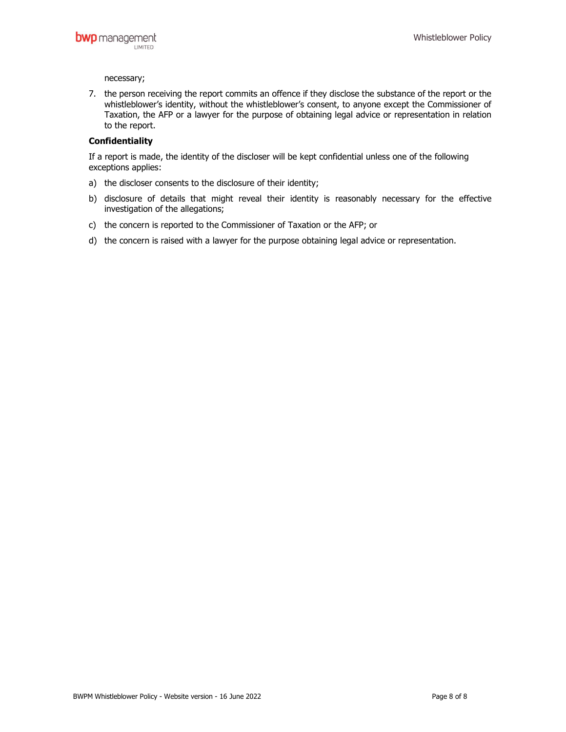necessary;

7. the person receiving the report commits an offence if they disclose the substance of the report or the whistleblower's identity, without the whistleblower's consent, to anyone except the Commissioner of Taxation, the AFP or a lawyer for the purpose of obtaining legal advice or representation in relation to the report.

**Confidentiality**

If a report is made, the identity of the discloser will be kept confidential unless one of the following exceptions applies:

a) the discloser consents to the disclosure of their identity;

b) disclosure of details that might reveal their identity is reasonably necessary for the effective investigation of the allegations;

c) the concern is reported to the Commissioner of Taxation or the AFP; or

d) the concern is raised with a lawyer for the purpose obtaining legal advice or representation.